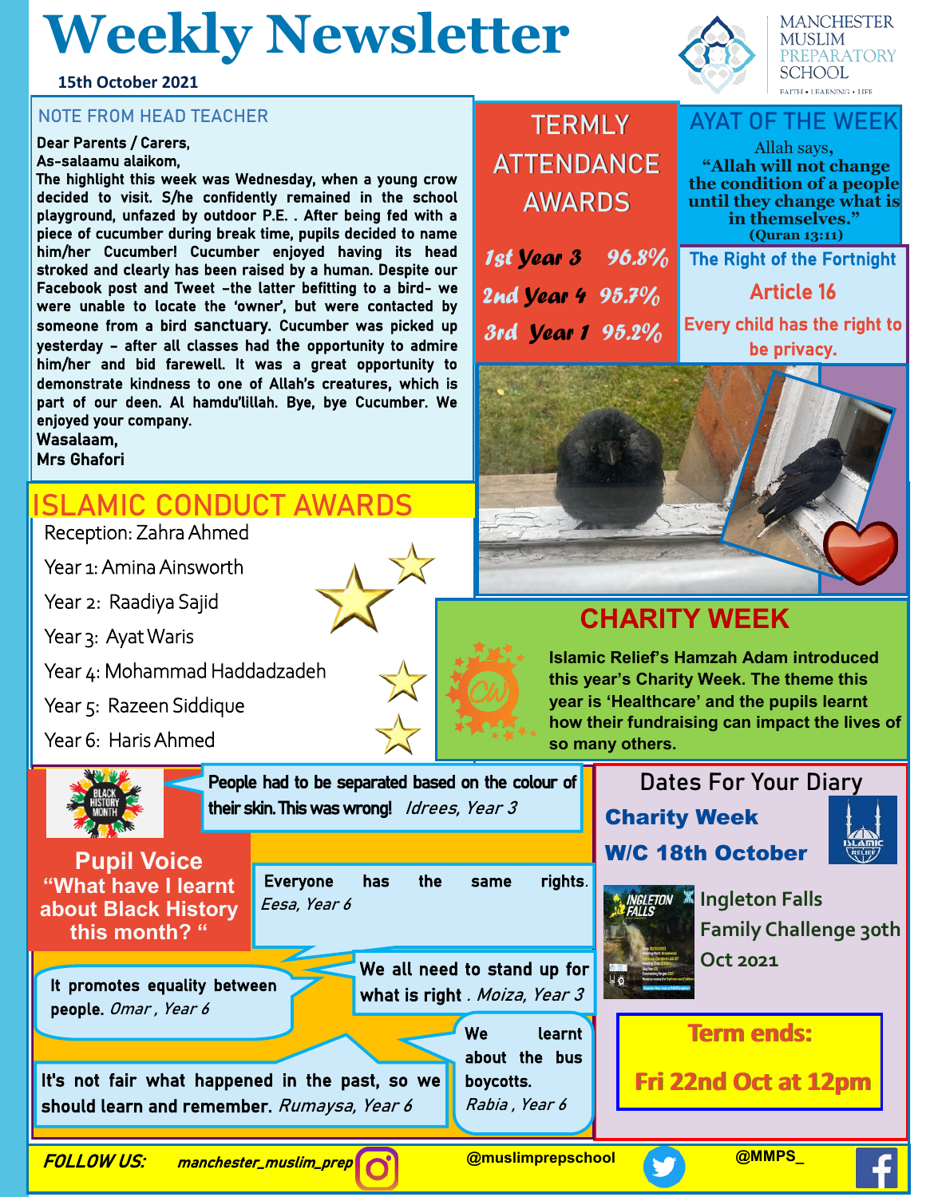# Weekly Newsletter

**15th October 2021**

MANCHESTER MUSLIM PREPARATORY SCHOOL

FAITH • LEARNING • LIFE

## NOTE FROM HEAD TEACHER

**Dear Parents / Carers,**

**As-salaamu alaikom,**

**The highlight this week was Wednesday, when a young crow decided to visit. S/he confidently remained in the school playground, unfazed by outdoor P.E. . After being fed with a piece of cucumber during break time, pupils decided to name him/her Cucumber! Cucumber enjoyed having its head stroked and clearly has been raised by a human. Despite our Facebook post and Tweet –the latter befitting to a bird- we were unable to locate the 'owner', but were contacted by someone from a bird sanctuary. Cucumber was picked up yesterday – after all classes had the opportunity to admire him/her and bid farewell. It was a great opportunity to demonstrate kindness to one of Allah's creatures, which is part of our deen. Al hamdu'lillah. Bye, bye Cucumber. We enjoyed your company.**

**Wasalaam,**

**Mrs Ghafori**

## TERMLY ATTENDANCE AWARDS

- *1st Year 3 96.8%*
- *2nd Year 4 95.7%*
- *3rd Year 1 95.2%*

## AYAT OF THE WEEK

Allah says,

**"Allah will not change the condition of a people until they change what is in themselves."**

**(Quran 13:11)**

## The Right of the Fortnight

**Article 16**

**Every child has the right to be privacy.**

## ISLAMIC CONDUCT AWARDS

- Reception: Zahra Ahmed
- Year 1: Amina Ainsworth
- Year 2: Raadiya Sajid
- Year 3: Ayat Waris
- Year 4: Mohammad Haddadzadeh
- Year 5: Razeen Siddique
- Year 6: Haris Ahmed

## CHARITY WEEK

**Islamic Relief's Hamzah Adam introduced this year's Charity Week. The theme this year is 'Healthcare' and the pupils learnt how their fundraising can impact the lives of so many others.**

## Pupil Voice

### "What have I learnt about Black History this month? "

**People had to be separated based on the colour of their skin. This was wrong!** *Idrees, Year 3*

**Everyone has the same rights.** *Eesa, Year 6*

**It promotes equality between people.** *Omar , Year 6*

**We all need to stand up for what is right** *. Moiza, Year 3*

**We learnt about the bus boycotts.** *Rabia , Year 6*

**It's not fair what happened in the past, so we should learn and remember.** *Rumaysa, Year 6*

## Dates For Your Diary

**Charity Week**

**W/C 18th October**

**Ingleton Falls Family Challenge 30th Oct 2021**

**Term ends:**

**Fri 22nd Oct at 12pm**

**FOLLOW US:** *manchester_muslim_prep* @muslimprepschool @MMPS_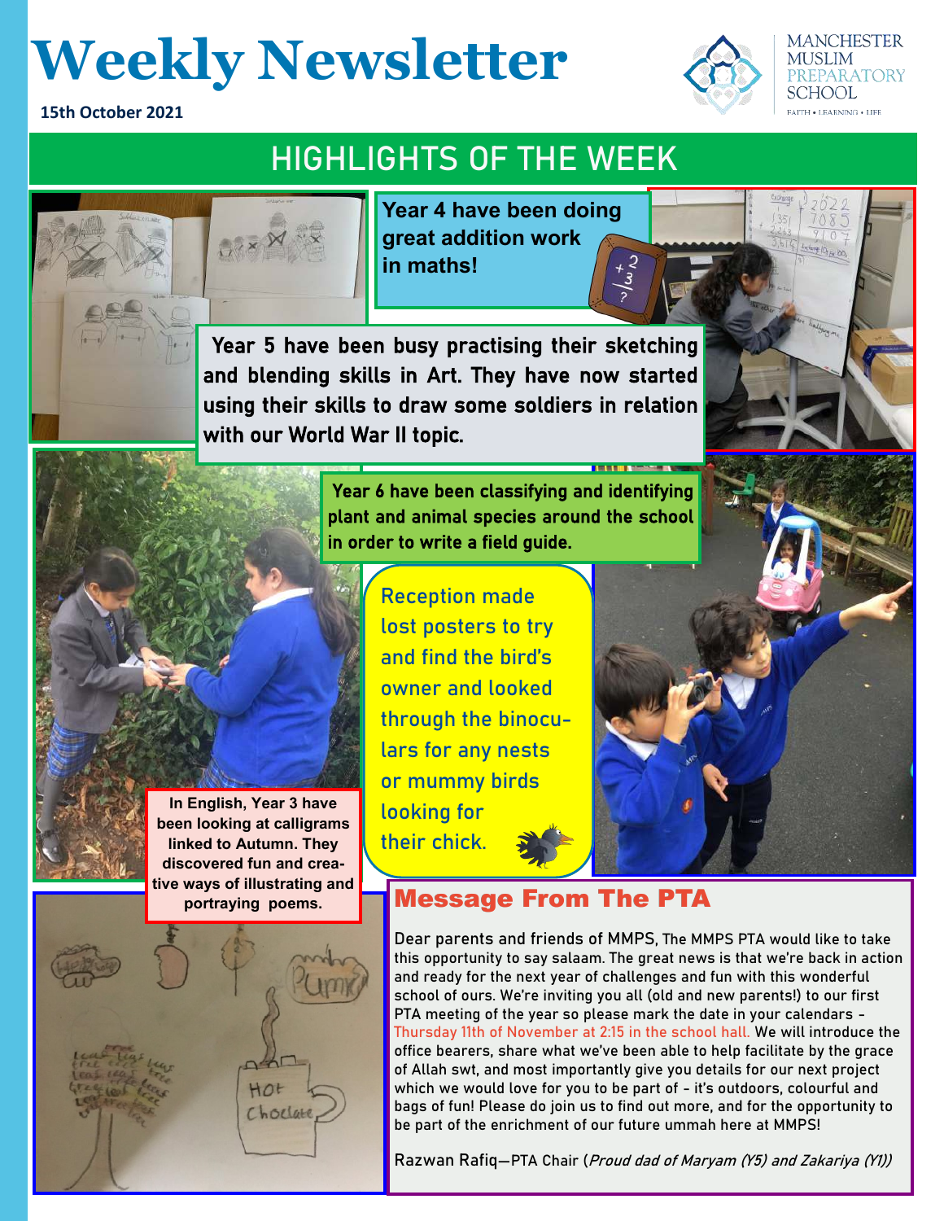# Weekly Newsletter

**15th October 2021**

MANCHESTER MUSLIM PREPARATORY SCHOOL
FAITH • LEARNING • LIFE

## HIGHLIGHTS OF THE WEEK

**Year 4 have been doing great addition work in maths!**

**Year 5 have been busy practising their sketching and blending skills in Art. They have now started using their skills to draw some soldiers in relation with our World War II topic.**

**Year 6 have been classifying and identifying plant and animal species around the school in order to write a field guide.**

Reception made lost posters to try and find the bird's owner and looked through the binoculars for any nests or mummy birds looking for their chick.

**In English, Year 3 have been looking at calligrams linked to Autumn. They discovered fun and creative ways of illustrating and portraying poems.**

## Message From The PTA

Dear parents and friends of MMPS, The MMPS PTA would like to take this opportunity to say salaam. The great news is that we're back in action and ready for the next year of challenges and fun with this wonderful school of ours. We're inviting you all (old and new parents!) to our first PTA meeting of the year so please mark the date in your calendars - Thursday 11th of November at 2:15 in the school hall. We will introduce the office bearers, share what we've been able to help facilitate by the grace of Allah swt, and most importantly give you details for our next project which we would love for you to be part of - it's outdoors, colourful and bags of fun! Please do join us to find out more, and for the opportunity to be part of the enrichment of our future ummah here at MMPS!

Razwan Rafiq—PTA Chair (*Proud dad of Maryam (Y5) and Zakariya (Y1)*)